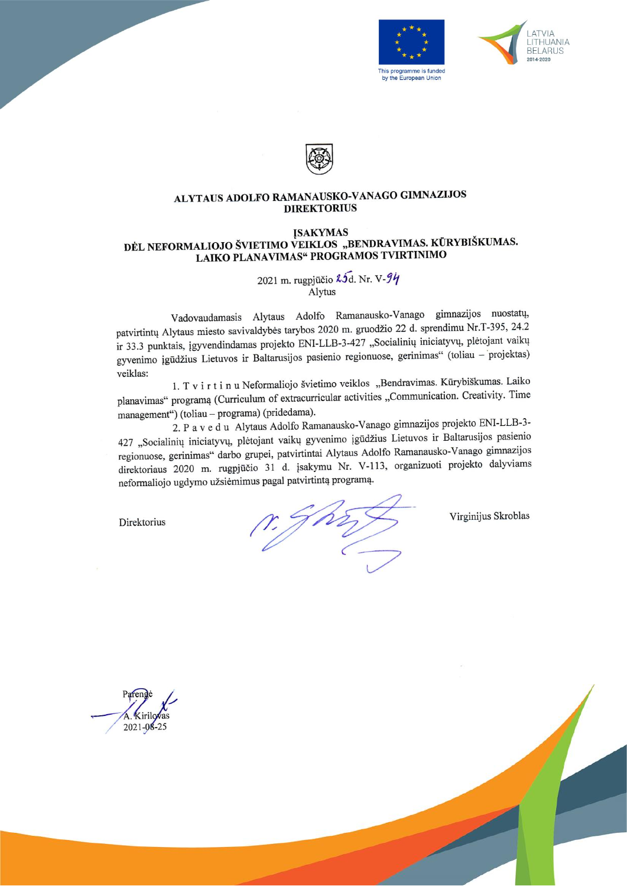This programme is funded by the European Union

LATVIA LITHUANIA BELARUS 2014-2020

**ALYTAUS ADOLFO RAMANAUSKO-VANAGO GIMNAZIJOS DIREKTORIUS**

**ĮSAKYMAS**
**DĖL NEFORMALIOJO ŠVIETIMO VEIKLOS „BENDRAVIMAS. KŪRYBIŠKUMAS. LAIKO PLANAVIMAS" PROGRAMOS TVIRTINIMO**

2021 m. rugpjūčio 25 d. Nr. V-94
Alytus

Vadovaudamasis Alytaus Adolfo Ramanausko-Vanago gimnazijos nuostatų, patvirtintų Alytaus miesto savivaldybės tarybos 2020 m. gruodžio 22 d. sprendimu Nr.T-395, 24.2 ir 33.3 punktais, įgyvendindamas projekto ENI-LLB-3-427 „Socialinių iniciatyvų, plėtojant vaikų gyvenimo įgūdžius Lietuvos ir Baltarusijos pasienio regionuose, gerinimas" (toliau – projektas) veiklas:

1. T v i r t i n u Neformaliojo švietimo veiklos „Bendravimas. Kūrybiškumas. Laiko planavimas" programą (Curriculum of extracurricular activities „Communication. Creativity. Time management") (toliau – programa) (pridedama).

2. P a v e d u Alytaus Adolfo Ramanausko-Vanago gimnazijos projekto ENI-LLB-3-427 „Socialinių iniciatyvų, plėtojant vaikų gyvenimo įgūdžius Lietuvos ir Baltarusijos pasienio regionuose, gerinimas" darbo grupei, patvirtintai Alytaus Adolfo Ramanausko-Vanago gimnazijos direktoriaus 2020 m. rugpjūčio 31 d. įsakymu Nr. V-113, organizuoti projekto dalyviams neformaliojo ugdymo užsiėmimus pagal patvirtintą programą.

Direktorius Virginijus Skroblas

Parengė
A. Kirilovas
2021-08-25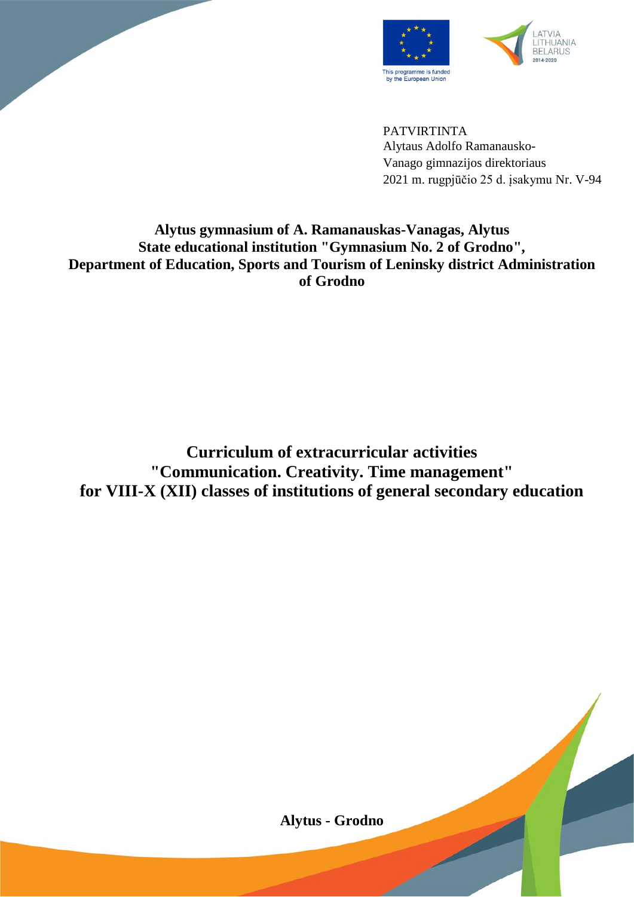This programme is funded by the European Union

LATVIA LITHUANIA BELARUS 2014-2020

PATVIRTINTA
Alytaus Adolfo Ramanausko-
Vanago gimnazijos direktoriaus
2021 m. rugpjūčio 25 d. įsakymu Nr. V-94

**Alytus gymnasium of A. Ramanauskas-Vanagas, Alytus**
**State educational institution "Gymnasium No. 2 of Grodno",**
**Department of Education, Sports and Tourism of Leninsky district Administration of Grodno**

# Curriculum of extracurricular activities "Communication. Creativity. Time management" for VIII-X (XII) classes of institutions of general secondary education

**Alytus - Grodno**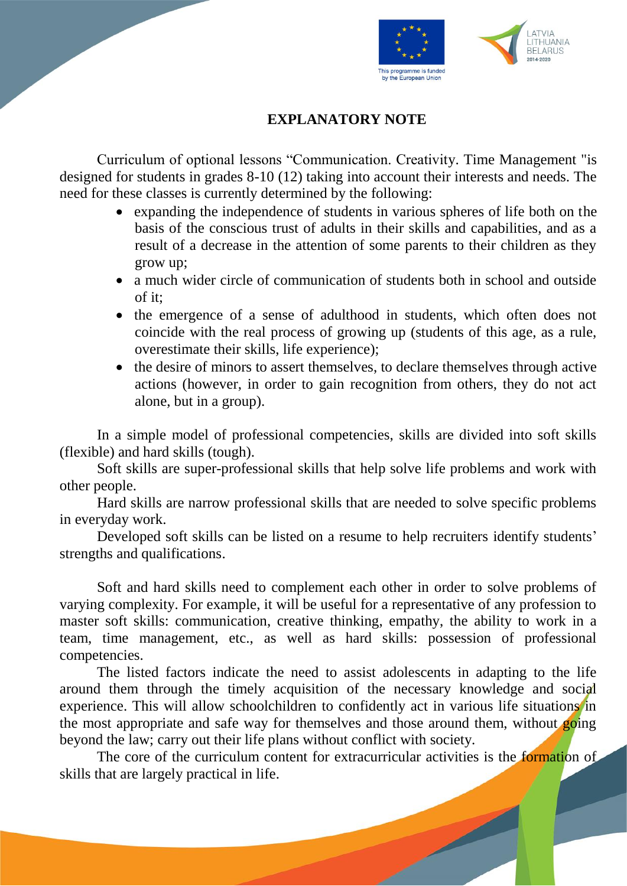## EXPLANATORY NOTE

Curriculum of optional lessons “Communication. Creativity. Time Management "is designed for students in grades 8-10 (12) taking into account their interests and needs. The need for these classes is currently determined by the following:

- expanding the independence of students in various spheres of life both on the basis of the conscious trust of adults in their skills and capabilities, and as a result of a decrease in the attention of some parents to their children as they grow up;
- a much wider circle of communication of students both in school and outside of it;
- the emergence of a sense of adulthood in students, which often does not coincide with the real process of growing up (students of this age, as a rule, overestimate their skills, life experience);
- the desire of minors to assert themselves, to declare themselves through active actions (however, in order to gain recognition from others, they do not act alone, but in a group).

In a simple model of professional competencies, skills are divided into soft skills (flexible) and hard skills (tough).

Soft skills are super-professional skills that help solve life problems and work with other people.

Hard skills are narrow professional skills that are needed to solve specific problems in everyday work.

Developed soft skills can be listed on a resume to help recruiters identify students' strengths and qualifications.

Soft and hard skills need to complement each other in order to solve problems of varying complexity. For example, it will be useful for a representative of any profession to master soft skills: communication, creative thinking, empathy, the ability to work in a team, time management, etc., as well as hard skills: possession of professional competencies.

The listed factors indicate the need to assist adolescents in adapting to the life around them through the timely acquisition of the necessary knowledge and social experience. This will allow schoolchildren to confidently act in various life situations in the most appropriate and safe way for themselves and those around them, without going beyond the law; carry out their life plans without conflict with society.

The core of the curriculum content for extracurricular activities is the formation of skills that are largely practical in life.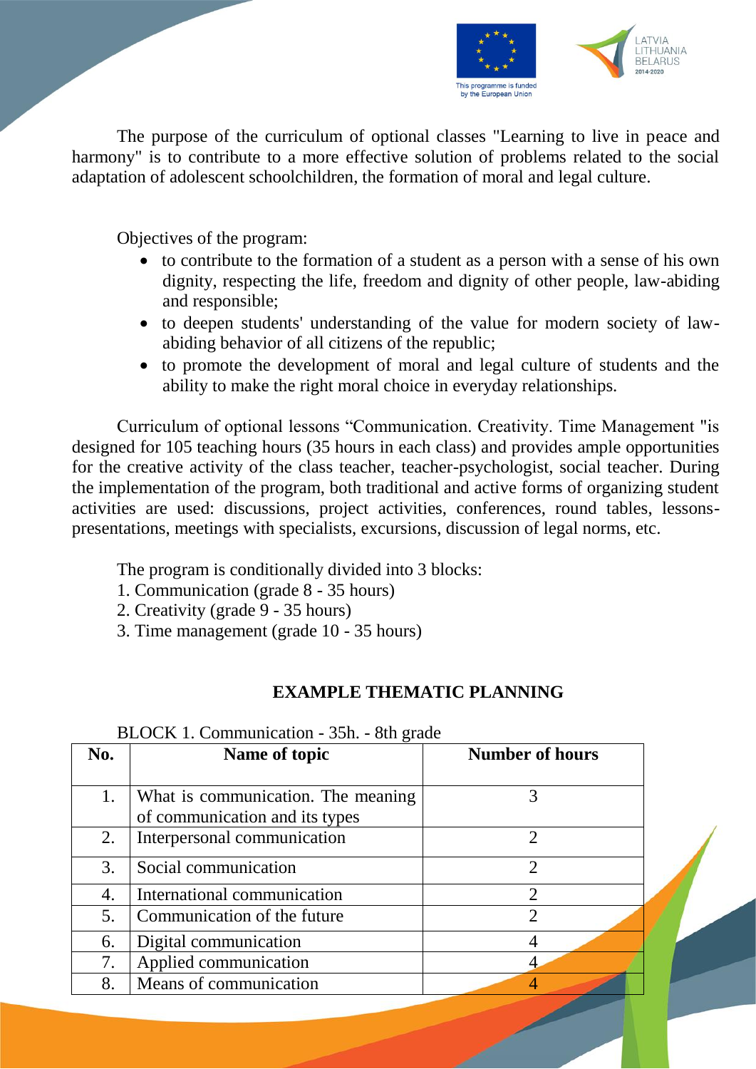The purpose of the curriculum of optional classes "Learning to live in peace and harmony" is to contribute to a more effective solution of problems related to the social adaptation of adolescent schoolchildren, the formation of moral and legal culture.

Objectives of the program:

- to contribute to the formation of a student as a person with a sense of his own dignity, respecting the life, freedom and dignity of other people, law-abiding and responsible;
- to deepen students' understanding of the value for modern society of law-abiding behavior of all citizens of the republic;
- to promote the development of moral and legal culture of students and the ability to make the right moral choice in everyday relationships.

Curriculum of optional lessons “Communication. Creativity. Time Management "is designed for 105 teaching hours (35 hours in each class) and provides ample opportunities for the creative activity of the class teacher, teacher-psychologist, social teacher. During the implementation of the program, both traditional and active forms of organizing student activities are used: discussions, project activities, conferences, round tables, lessons-presentations, meetings with specialists, excursions, discussion of legal norms, etc.

The program is conditionally divided into 3 blocks:
1. Communication (grade 8 - 35 hours)
2. Creativity (grade 9 - 35 hours)
3. Time management (grade 10 - 35 hours)

## EXAMPLE THEMATIC PLANNING

BLOCK 1. Communication - 35h. - 8th grade

| No. | Name of topic | Number of hours |
|---|---|---|
| 1. | What is communication. The meaning of communication and its types | 3 |
| 2. | Interpersonal communication | 2 |
| 3. | Social communication | 2 |
| 4. | International communication | 2 |
| 5. | Communication of the future | 2 |
| 6. | Digital communication | 4 |
| 7. | Applied communication | 4 |
| 8. | Means of communication | 4 |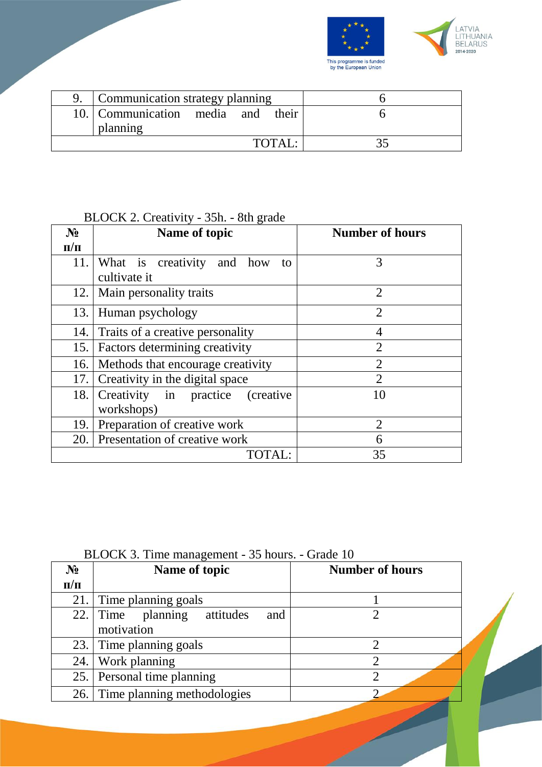| | | |
|---|---|---|
| 9. | Communication strategy planning | 6 |
| 10. | Communication media and their planning | 6 |
| | TOTAL: | 35 |

BLOCK 2. Creativity - 35h. - 8th grade

| № п/п | Name of topic | Number of hours |
|---|---|---|
| 11. | What is creativity and how to cultivate it | 3 |
| 12. | Main personality traits | 2 |
| 13. | Human psychology | 2 |
| 14. | Traits of a creative personality | 4 |
| 15. | Factors determining creativity | 2 |
| 16. | Methods that encourage creativity | 2 |
| 17. | Creativity in the digital space | 2 |
| 18. | Creativity in practice (creative workshops) | 10 |
| 19. | Preparation of creative work | 2 |
| 20. | Presentation of creative work | 6 |
| | TOTAL: | 35 |

BLOCK 3. Time management - 35 hours. - Grade 10

| № п/п | Name of topic | Number of hours |
|---|---|---|
| 21. | Time planning goals | 1 |
| 22. | Time planning attitudes and motivation | 2 |
| 23. | Time planning goals | 2 |
| 24. | Work planning | 2 |
| 25. | Personal time planning | 2 |
| 26. | Time planning methodologies | 2 |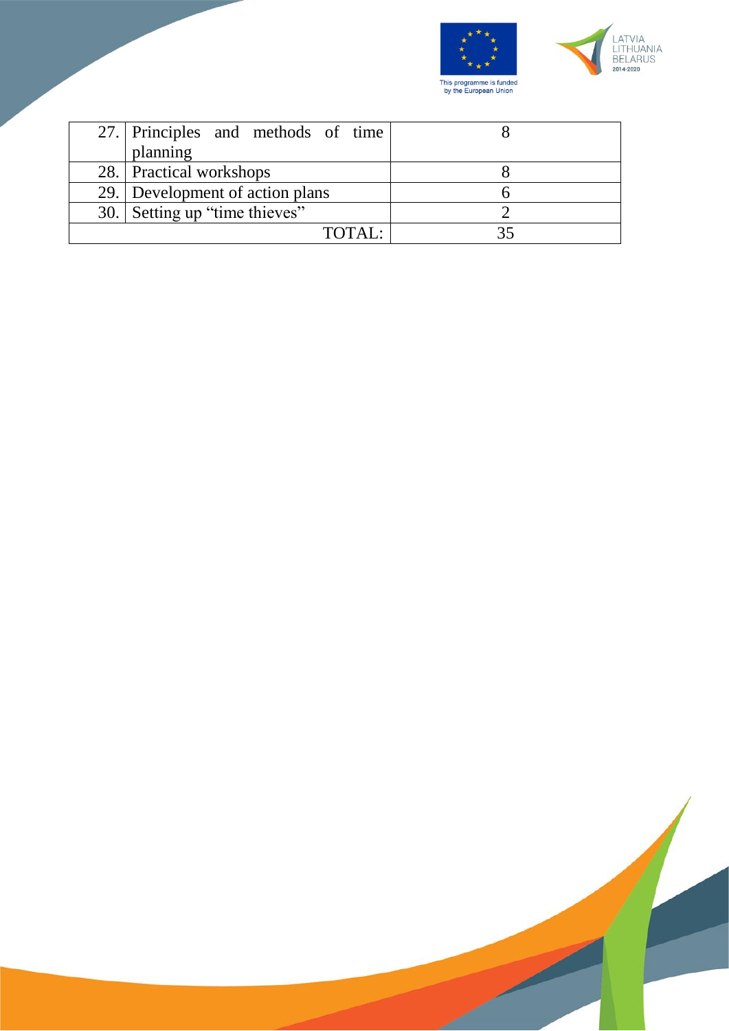| | | |
|---|---|---|
| 27. | Principles and methods of time planning | 8 |
| 28. | Practical workshops | 8 |
| 29. | Development of action plans | 6 |
| 30. | Setting up “time thieves” | 2 |
| | TOTAL: | 35 |